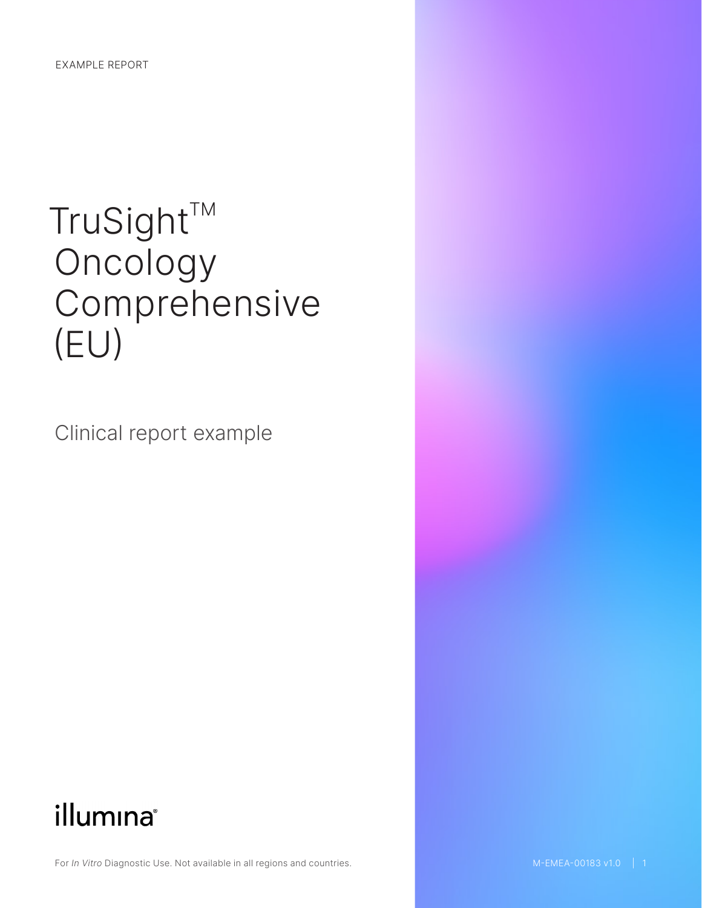EXAMPLE REPORT

# TruSight™ Oncology Comprehensive (EU)

Clinical report example

illumina®

For *In Vitro* Diagnostic Use. Not available in all regions and countries.

M-EMEA-00183 v1.0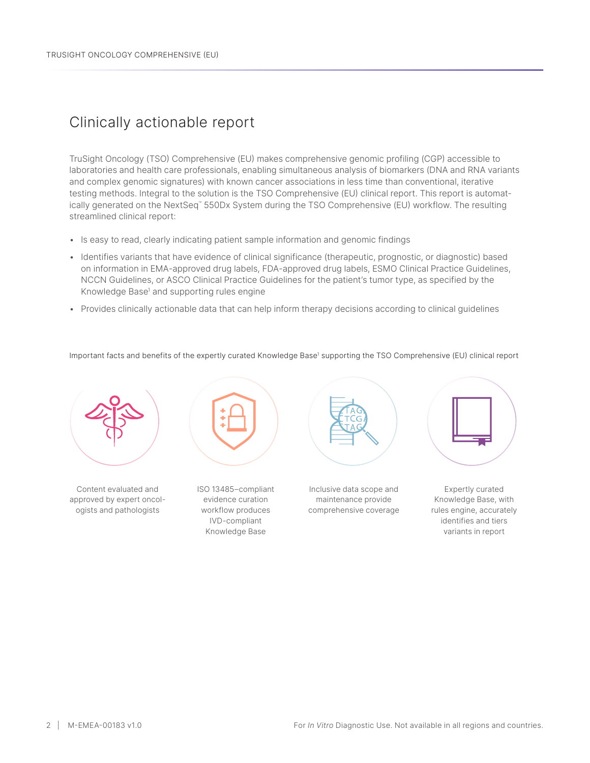# Clinically actionable report

TruSight Oncology (TSO) Comprehensive (EU) makes comprehensive genomic profiling (CGP) accessible to laboratories and health care professionals, enabling simultaneous analysis of biomarkers (DNA and RNA variants and complex genomic signatures) with known cancer associations in less time than conventional, iterative testing methods. Integral to the solution is the TSO Comprehensive (EU) clinical report. This report is automatically generated on the NextSeq™ 550Dx System during the TSO Comprehensive (EU) workflow. The resulting streamlined clinical report:

- Is easy to read, clearly indicating patient sample information and genomic findings
- Identifies variants that have evidence of clinical significance (therapeutic, prognostic, or diagnostic) based on information in EMA-approved drug labels, FDA-approved drug labels, ESMO Clinical Practice Guidelines, NCCN Guidelines, or ASCO Clinical Practice Guidelines for the patient's tumor type, as specified by the Knowledge Base[1] and supporting rules engine
- Provides clinically actionable data that can help inform therapy decisions according to clinical guidelines

Important facts and benefits of the expertly curated Knowledge Base[1] supporting the TSO Comprehensive (EU) clinical report

Content evaluated and approved by expert oncologists and pathologists

ISO 13485–compliant evidence curation workflow produces IVD-compliant Knowledge Base

Inclusive data scope and maintenance provide comprehensive coverage

Expertly curated Knowledge Base, with rules engine, accurately identifies and tiers variants in report

M-EMEA-00183 v1.0

For *In Vitro* Diagnostic Use. Not available in all regions and countries.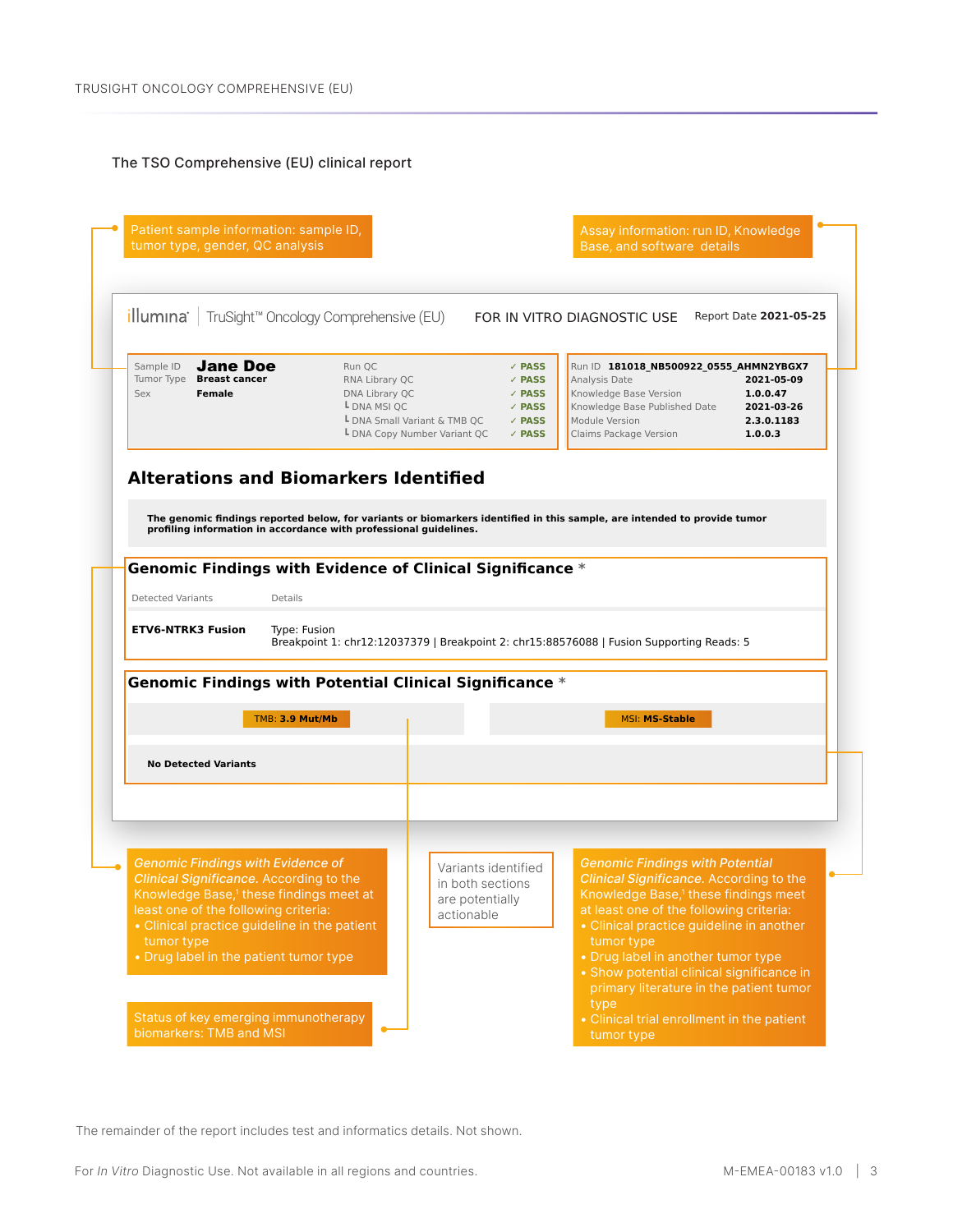The TSO Comprehensive (EU) clinical report

Patient sample information: sample ID, tumor type, gender, QC analysis

Assay information: run ID, Knowledge Base, and software details

illumina | TruSight™ Oncology Comprehensive (EU) FOR IN VITRO DIAGNOSTIC USE Report Date **2021-05-25**

| Sample ID | **Jane Doe** |
|---|---|
| Tumor Type | **Breast cancer** |
| Sex | **Female** |

| QC | Result |
|---|---|
| Run QC | ✓ PASS |
| RNA Library QC | ✓ PASS |
| DNA Library QC | ✓ PASS |
| └ DNA MSI QC | ✓ PASS |
| └ DNA Small Variant & TMB QC | ✓ PASS |
| └ DNA Copy Number Variant QC | ✓ PASS |

| Run ID | **181018_NB500922_0555_AHMN2YBGX7** |
|---|---|
| Analysis Date | **2021-05-09** |
| Knowledge Base Version | **1.0.0.47** |
| Knowledge Base Published Date | **2021-03-26** |
| Module Version | **2.3.0.1183** |
| Claims Package Version | **1.0.0.3** |

## Alterations and Biomarkers Identified

**The genomic findings reported below, for variants or biomarkers identified in this sample, are intended to provide tumor profiling information in accordance with professional guidelines.**

### Genomic Findings with Evidence of Clinical Significance *

| Detected Variants | Details |
|---|---|
| **ETV6-NTRK3 Fusion** | Type: Fusion<br>Breakpoint 1: chr12:12037379 \| Breakpoint 2: chr15:88576088 \| Fusion Supporting Reads: 5 |

### Genomic Findings with Potential Clinical Significance *

TMB: **3.9 Mut/Mb**

MSI: **MS-Stable**

**No Detected Variants**

*Genomic Findings with Evidence of Clinical Significance.* According to the Knowledge Base,[1] these findings meet at least one of the following criteria:
- Clinical practice guideline in the patient tumor type
- Drug label in the patient tumor type

Variants identified in both sections are potentially actionable

*Genomic Findings with Potential Clinical Significance.* According to the Knowledge Base,[1] these findings meet at least one of the following criteria:
- Clinical practice guideline in another tumor type
- Drug label in another tumor type
- Show potential clinical significance in primary literature in the patient tumor type
- Clinical trial enrollment in the patient tumor type

Status of key emerging immunotherapy biomarkers: TMB and MSI

The remainder of the report includes test and informatics details. Not shown.

For *In Vitro* Diagnostic Use. Not available in all regions and countries.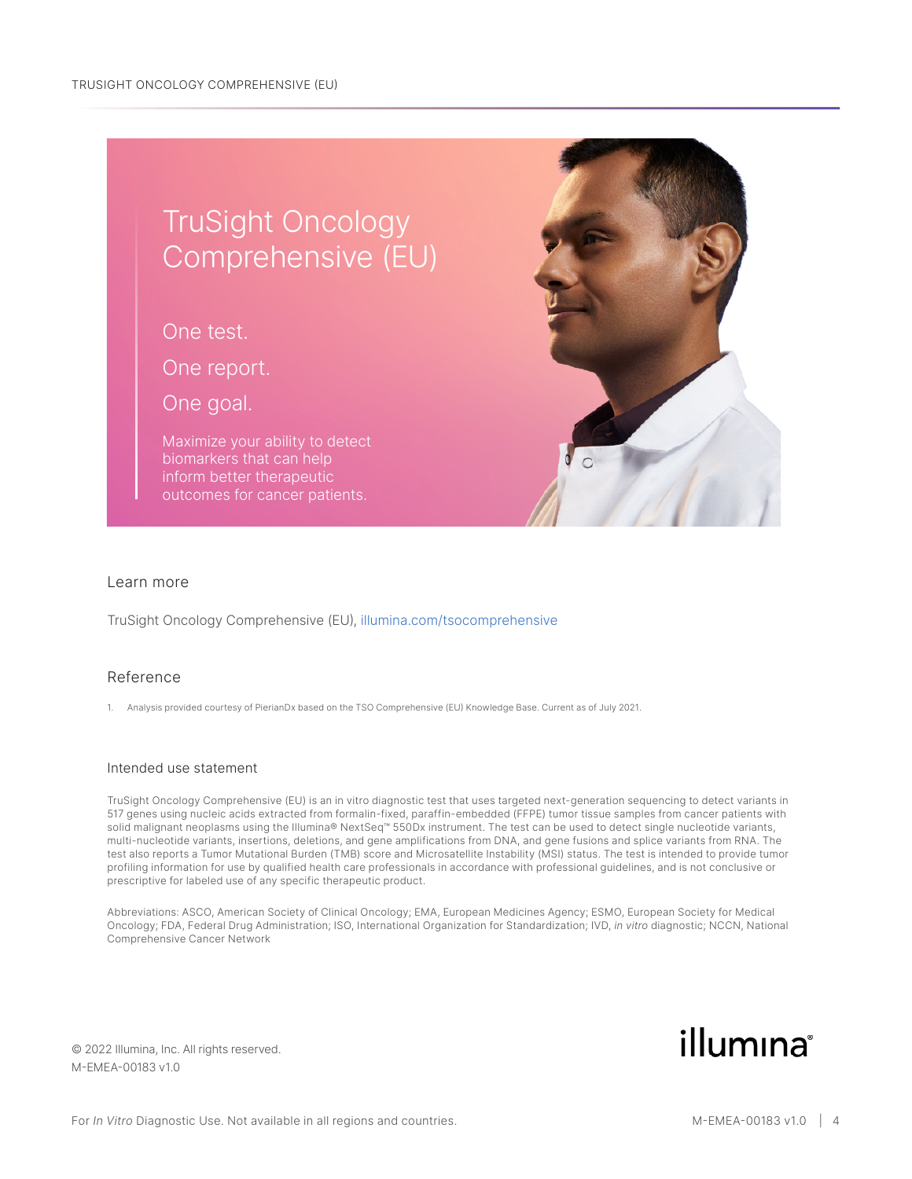# TruSight Oncology Comprehensive (EU)

One test.

One report.

One goal.

Maximize your ability to detect biomarkers that can help inform better therapeutic outcomes for cancer patients.

## Learn more

TruSight Oncology Comprehensive (EU), illumina.com/tsocomprehensive

## Reference

1. Analysis provided courtesy of PierianDx based on the TSO Comprehensive (EU) Knowledge Base. Current as of July 2021.

### Intended use statement

TruSight Oncology Comprehensive (EU) is an in vitro diagnostic test that uses targeted next-generation sequencing to detect variants in 517 genes using nucleic acids extracted from formalin-fixed, paraffin-embedded (FFPE) tumor tissue samples from cancer patients with solid malignant neoplasms using the Illumina® NextSeq™ 550Dx instrument. The test can be used to detect single nucleotide variants, multi-nucleotide variants, insertions, deletions, and gene amplifications from DNA, and gene fusions and splice variants from RNA. The test also reports a Tumor Mutational Burden (TMB) score and Microsatellite Instability (MSI) status. The test is intended to provide tumor profiling information for use by qualified health care professionals in accordance with professional guidelines, and is not conclusive or prescriptive for labeled use of any specific therapeutic product.

Abbreviations: ASCO, American Society of Clinical Oncology; EMA, European Medicines Agency; ESMO, European Society for Medical Oncology; FDA, Federal Drug Administration; ISO, International Organization for Standardization; IVD, *in vitro* diagnostic; NCCN, National Comprehensive Cancer Network

© 2022 Illumina, Inc. All rights reserved.
M-EMEA-00183 v1.0

For *In Vitro* Diagnostic Use. Not available in all regions and countries.